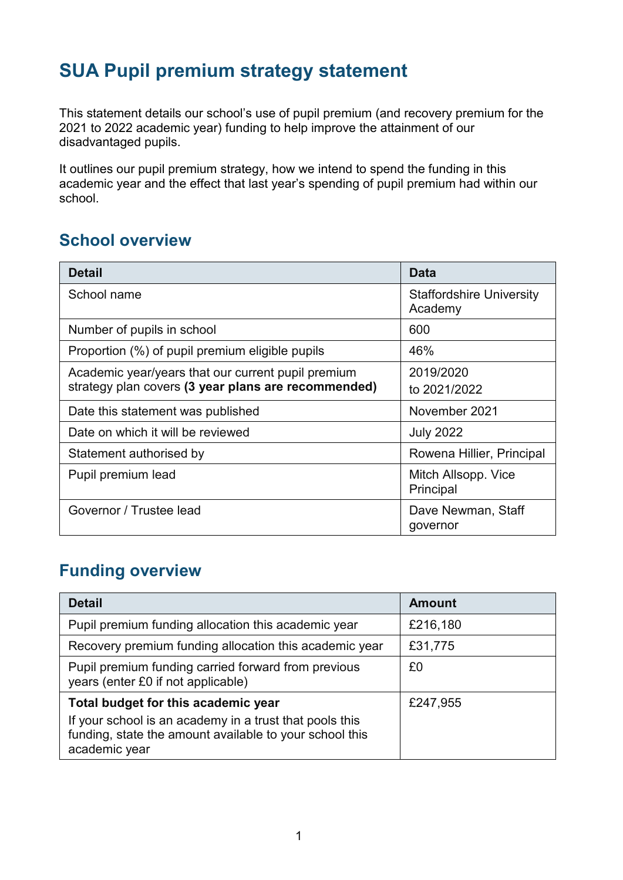# SUA Pupil premium strategy statement

This statement details our school's use of pupil premium (and recovery premium for the 2021 to 2022 academic year) funding to help improve the attainment of our disadvantaged pupils.

It outlines our pupil premium strategy, how we intend to spend the funding in this academic year and the effect that last year's spending of pupil premium had within our school.

## School overview

| Detail | Data |
|---|---|
| School name | Staffordshire University Academy |
| Number of pupils in school | 600 |
| Proportion (%) of pupil premium eligible pupils | 46% |
| Academic year/years that our current pupil premium strategy plan covers **(3 year plans are recommended)** | 2019/2020 to 2021/2022 |
| Date this statement was published | November 2021 |
| Date on which it will be reviewed | July 2022 |
| Statement authorised by | Rowena Hillier, Principal |
| Pupil premium lead | Mitch Allsopp. Vice Principal |
| Governor / Trustee lead | Dave Newman, Staff governor |

## Funding overview

| Detail | Amount |
|---|---|
| Pupil premium funding allocation this academic year | £216,180 |
| Recovery premium funding allocation this academic year | £31,775 |
| Pupil premium funding carried forward from previous years (enter £0 if not applicable) | £0 |
| **Total budget for this academic year** If your school is an academy in a trust that pools this funding, state the amount available to your school this academic year | £247,955 |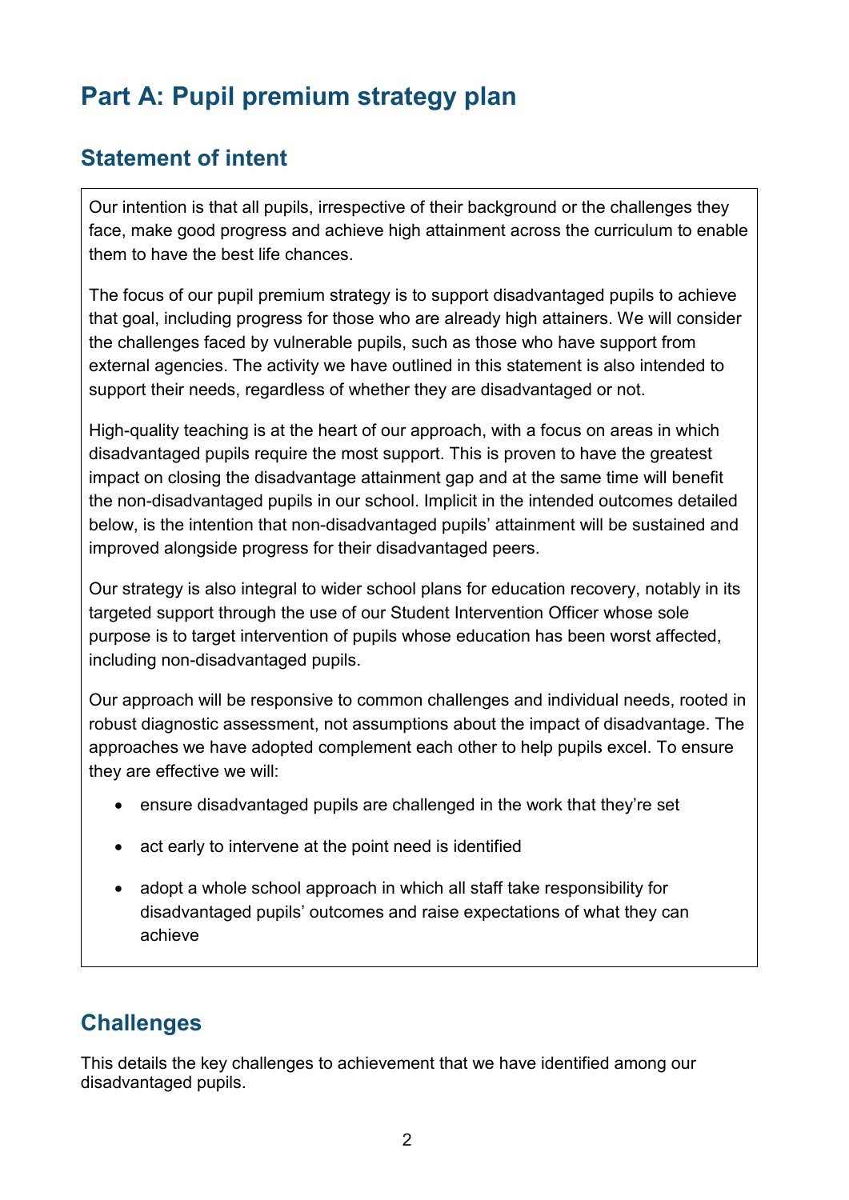# Part A: Pupil premium strategy plan

## Statement of intent

Our intention is that all pupils, irrespective of their background or the challenges they face, make good progress and achieve high attainment across the curriculum to enable them to have the best life chances.

The focus of our pupil premium strategy is to support disadvantaged pupils to achieve that goal, including progress for those who are already high attainers. We will consider the challenges faced by vulnerable pupils, such as those who have support from external agencies. The activity we have outlined in this statement is also intended to support their needs, regardless of whether they are disadvantaged or not.

High-quality teaching is at the heart of our approach, with a focus on areas in which disadvantaged pupils require the most support. This is proven to have the greatest impact on closing the disadvantage attainment gap and at the same time will benefit the non-disadvantaged pupils in our school. Implicit in the intended outcomes detailed below, is the intention that non-disadvantaged pupils' attainment will be sustained and improved alongside progress for their disadvantaged peers.

Our strategy is also integral to wider school plans for education recovery, notably in its targeted support through the use of our Student Intervention Officer whose sole purpose is to target intervention of pupils whose education has been worst affected, including non-disadvantaged pupils.

Our approach will be responsive to common challenges and individual needs, rooted in robust diagnostic assessment, not assumptions about the impact of disadvantage. The approaches we have adopted complement each other to help pupils excel. To ensure they are effective we will:

- ensure disadvantaged pupils are challenged in the work that they're set
- act early to intervene at the point need is identified
- adopt a whole school approach in which all staff take responsibility for disadvantaged pupils' outcomes and raise expectations of what they can achieve

## Challenges

This details the key challenges to achievement that we have identified among our disadvantaged pupils.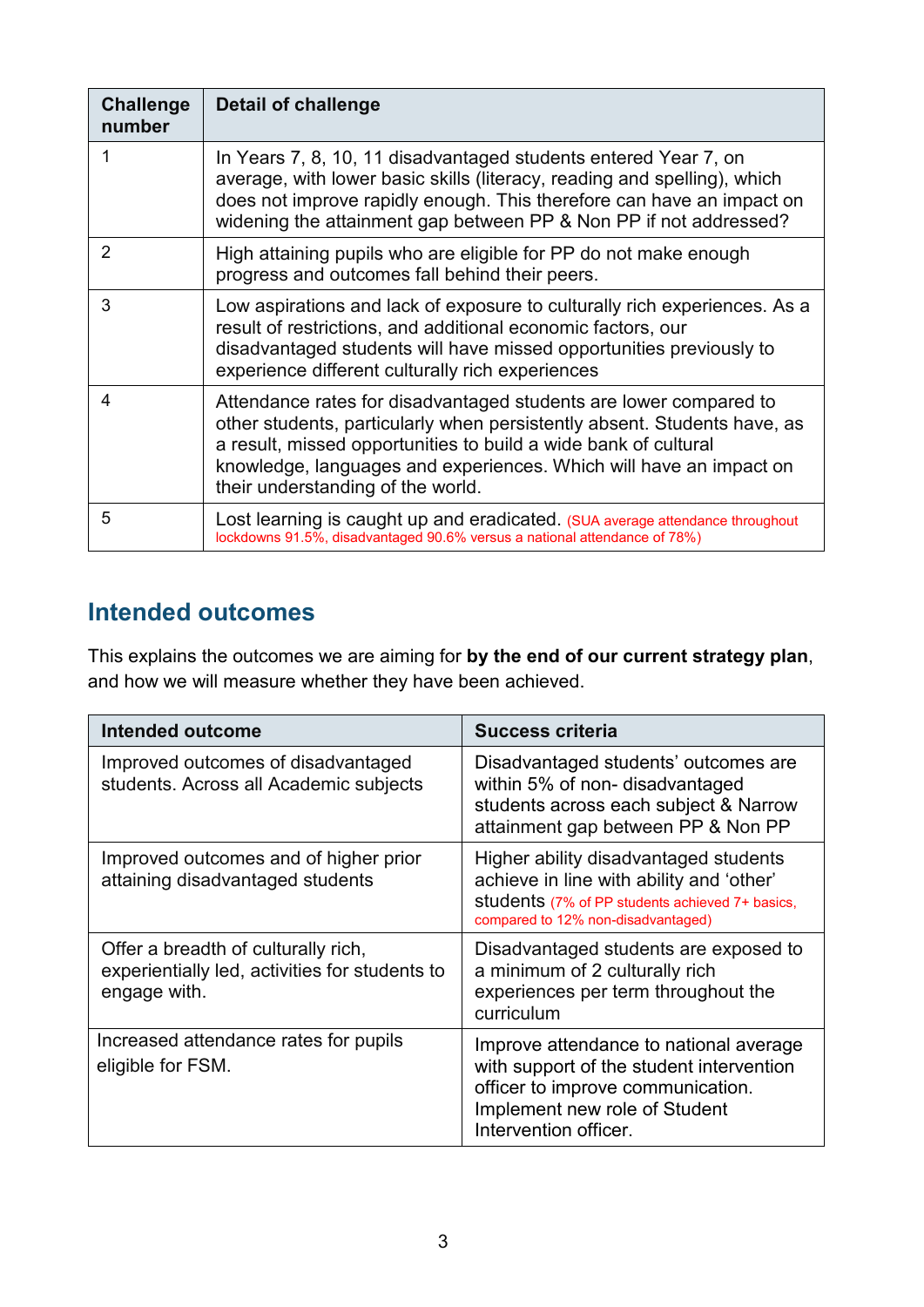| Challenge number | Detail of challenge |
|---|---|
| 1 | In Years 7, 8, 10, 11 disadvantaged students entered Year 7, on average, with lower basic skills (literacy, reading and spelling), which does not improve rapidly enough. This therefore can have an impact on widening the attainment gap between PP & Non PP if not addressed? |
| 2 | High attaining pupils who are eligible for PP do not make enough progress and outcomes fall behind their peers. |
| 3 | Low aspirations and lack of exposure to culturally rich experiences. As a result of restrictions, and additional economic factors, our disadvantaged students will have missed opportunities previously to experience different culturally rich experiences |
| 4 | Attendance rates for disadvantaged students are lower compared to other students, particularly when persistently absent. Students have, as a result, missed opportunities to build a wide bank of cultural knowledge, languages and experiences. Which will have an impact on their understanding of the world. |
| 5 | Lost learning is caught up and eradicated. (SUA average attendance throughout lockdowns 91.5%, disadvantaged 90.6% versus a national attendance of 78%) |

## Intended outcomes

This explains the outcomes we are aiming for **by the end of our current strategy plan**, and how we will measure whether they have been achieved.

| Intended outcome | Success criteria |
|---|---|
| Improved outcomes of disadvantaged students. Across all Academic subjects | Disadvantaged students' outcomes are within 5% of non- disadvantaged students across each subject & Narrow attainment gap between PP & Non PP |
| Improved outcomes and of higher prior attaining disadvantaged students | Higher ability disadvantaged students achieve in line with ability and 'other' students (7% of PP students achieved 7+ basics, compared to 12% non-disadvantaged) |
| Offer a breadth of culturally rich, experientially led, activities for students to engage with. | Disadvantaged students are exposed to a minimum of 2 culturally rich experiences per term throughout the curriculum |
| Increased attendance rates for pupils eligible for FSM. | Improve attendance to national average with support of the student intervention officer to improve communication. Implement new role of Student Intervention officer. |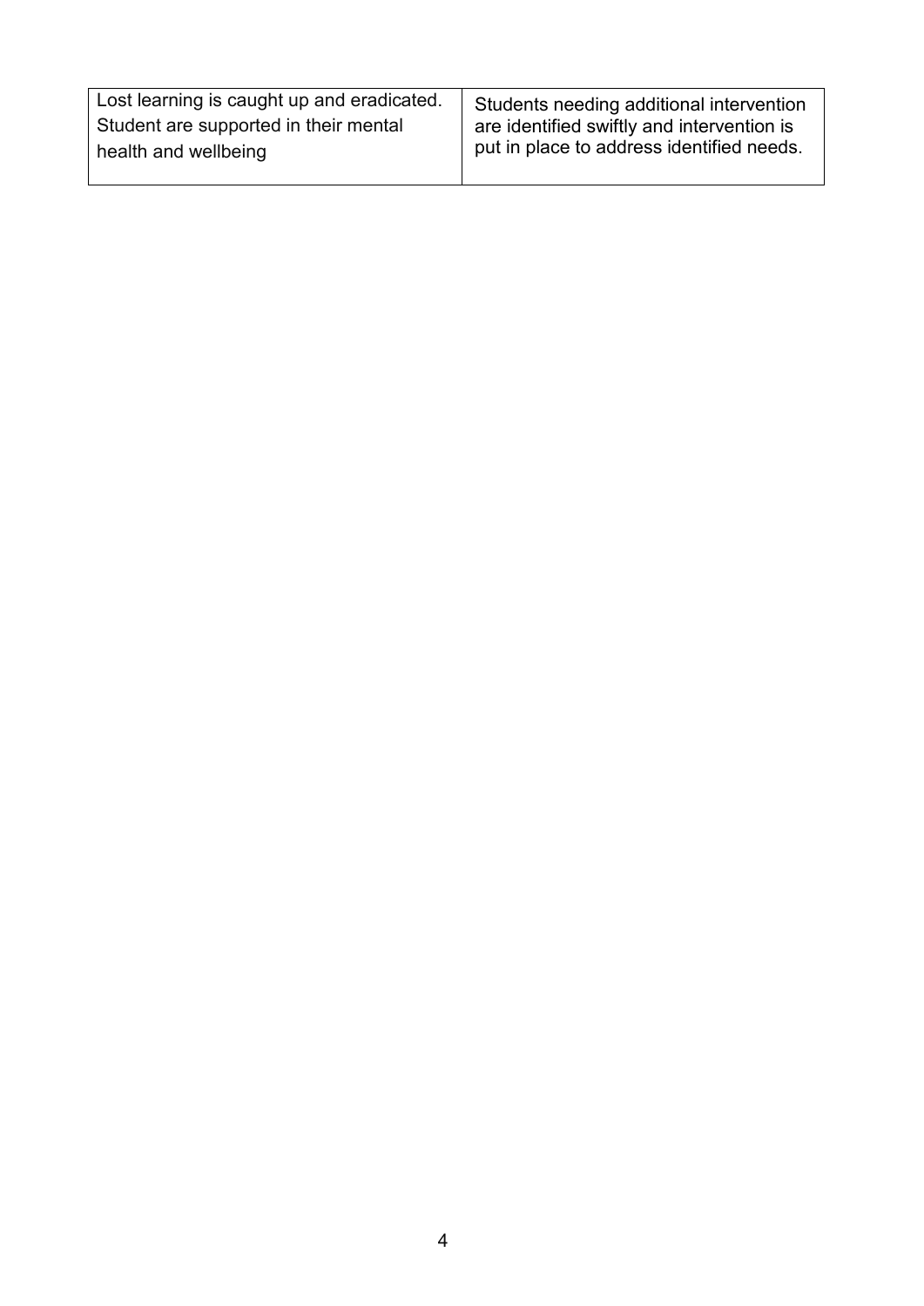| | |
|---|---|
| Lost learning is caught up and eradicated. Student are supported in their mental health and wellbeing | Students needing additional intervention are identified swiftly and intervention is put in place to address identified needs. |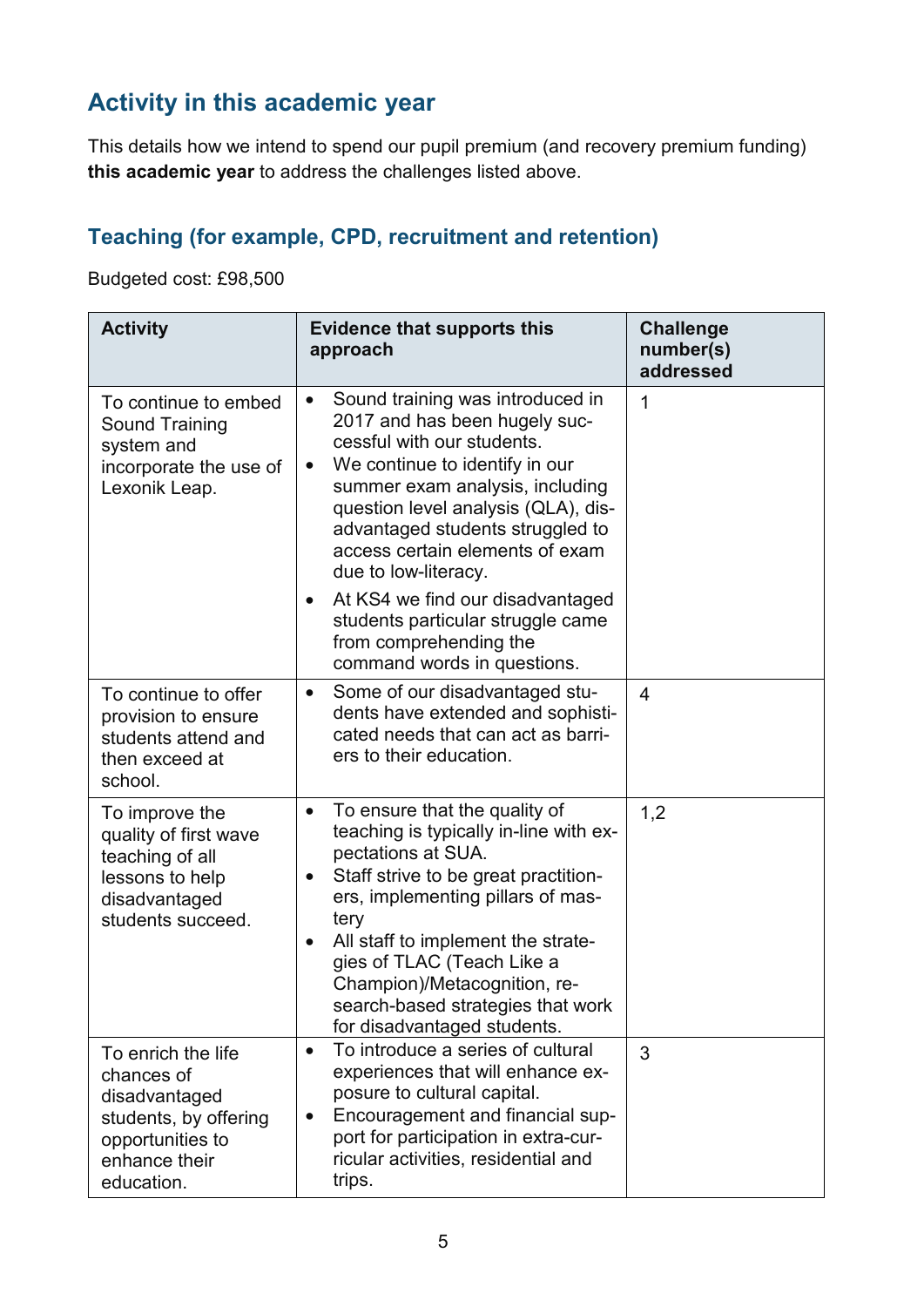## Activity in this academic year

This details how we intend to spend our pupil premium (and recovery premium funding) **this academic year** to address the challenges listed above.

### Teaching (for example, CPD, recruitment and retention)

Budgeted cost: £98,500

| Activity | Evidence that supports this approach | Challenge number(s) addressed |
|---|---|---|
| To continue to embed Sound Training system and incorporate the use of Lexonik Leap. | • Sound training was introduced in 2017 and has been hugely successful with our students.<br>• We continue to identify in our summer exam analysis, including question level analysis (QLA), disadvantaged students struggled to access certain elements of exam due to low-literacy.<br>• At KS4 we find our disadvantaged students particular struggle came from comprehending the command words in questions. | 1 |
| To continue to offer provision to ensure students attend and then exceed at school. | • Some of our disadvantaged students have extended and sophisticated needs that can act as barriers to their education. | 4 |
| To improve the quality of first wave teaching of all lessons to help disadvantaged students succeed. | • To ensure that the quality of teaching is typically in-line with expectations at SUA.<br>• Staff strive to be great practitioners, implementing pillars of mastery<br>• All staff to implement the strategies of TLAC (Teach Like a Champion)/Metacognition, research-based strategies that work for disadvantaged students. | 1,2 |
| To enrich the life chances of disadvantaged students, by offering opportunities to enhance their education. | • To introduce a series of cultural experiences that will enhance exposure to cultural capital.<br>• Encouragement and financial support for participation in extra-curricular activities, residential and trips. | 3 |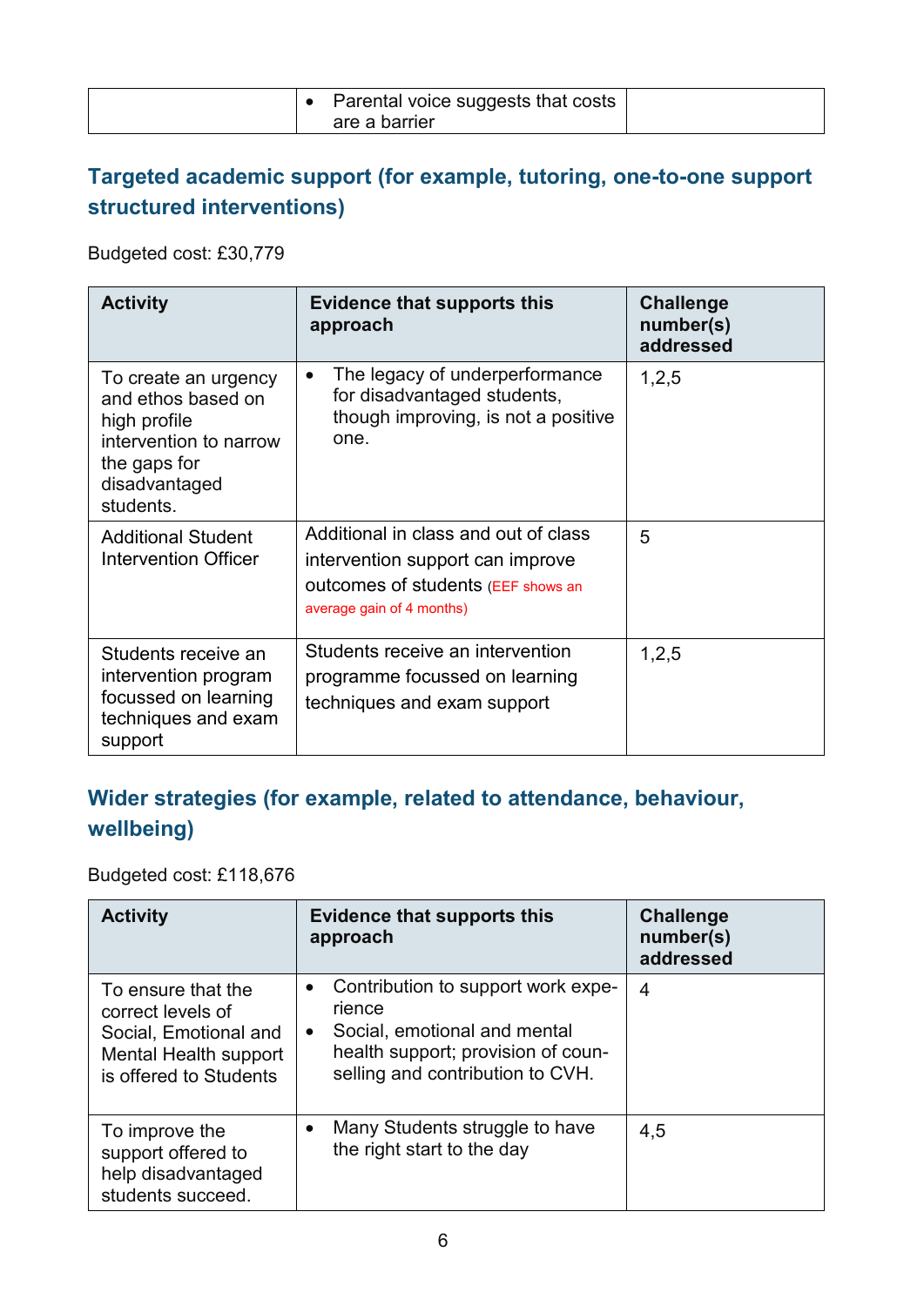| | • Parental voice suggests that costs are a barrier | |
|---|---|---|

## Targeted academic support (for example, tutoring, one-to-one support structured interventions)

Budgeted cost: £30,779

| Activity | Evidence that supports this approach | Challenge number(s) addressed |
|---|---|---|
| To create an urgency and ethos based on high profile intervention to narrow the gaps for disadvantaged students. | • The legacy of underperformance for disadvantaged students, though improving, is not a positive one. | 1,2,5 |
| Additional Student Intervention Officer | Additional in class and out of class intervention support can improve outcomes of students (EEF shows an average gain of 4 months) | 5 |
| Students receive an intervention program focussed on learning techniques and exam support | Students receive an intervention programme focussed on learning techniques and exam support | 1,2,5 |

## Wider strategies (for example, related to attendance, behaviour, wellbeing)

Budgeted cost: £118,676

| Activity | Evidence that supports this approach | Challenge number(s) addressed |
|---|---|---|
| To ensure that the correct levels of Social, Emotional and Mental Health support is offered to Students | • Contribution to support work experience<br>• Social, emotional and mental health support; provision of counselling and contribution to CVH. | 4 |
| To improve the support offered to help disadvantaged students succeed. | • Many Students struggle to have the right start to the day | 4,5 |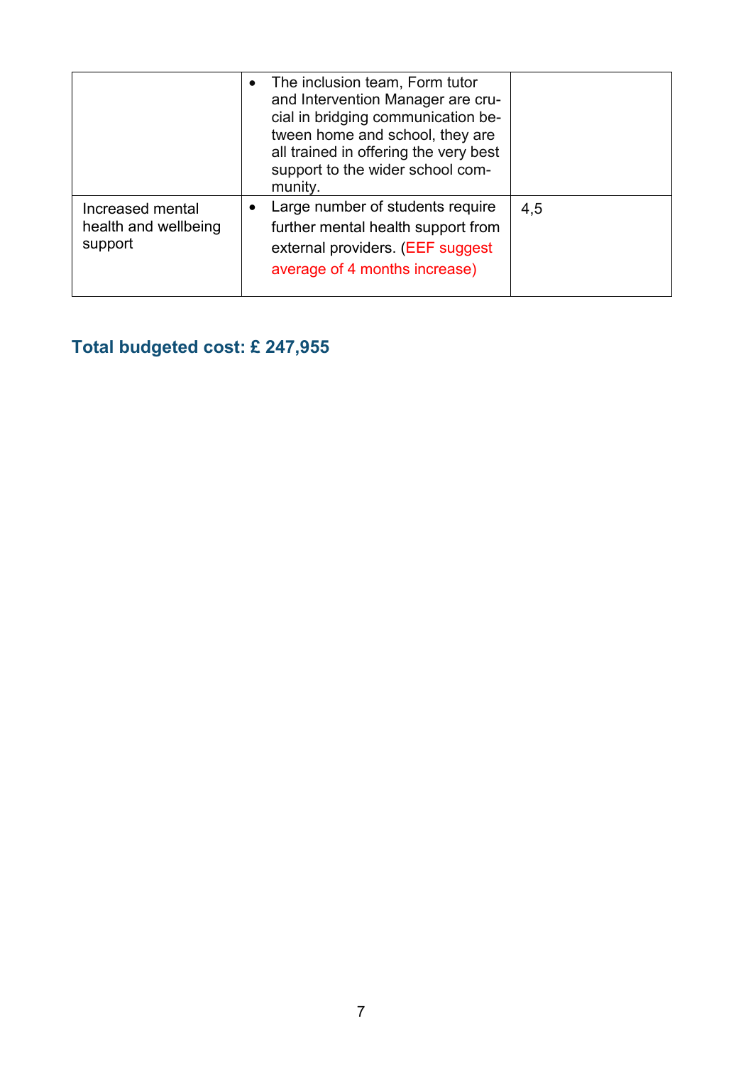| | | |
|---|---|---|
| | • The inclusion team, Form tutor and Intervention Manager are crucial in bridging communication between home and school, they are all trained in offering the very best support to the wider school community. | |
| Increased mental health and wellbeing support | • Large number of students require further mental health support from external providers. (EEF suggest average of 4 months increase) | 4,5 |

## Total budgeted cost: £ 247,955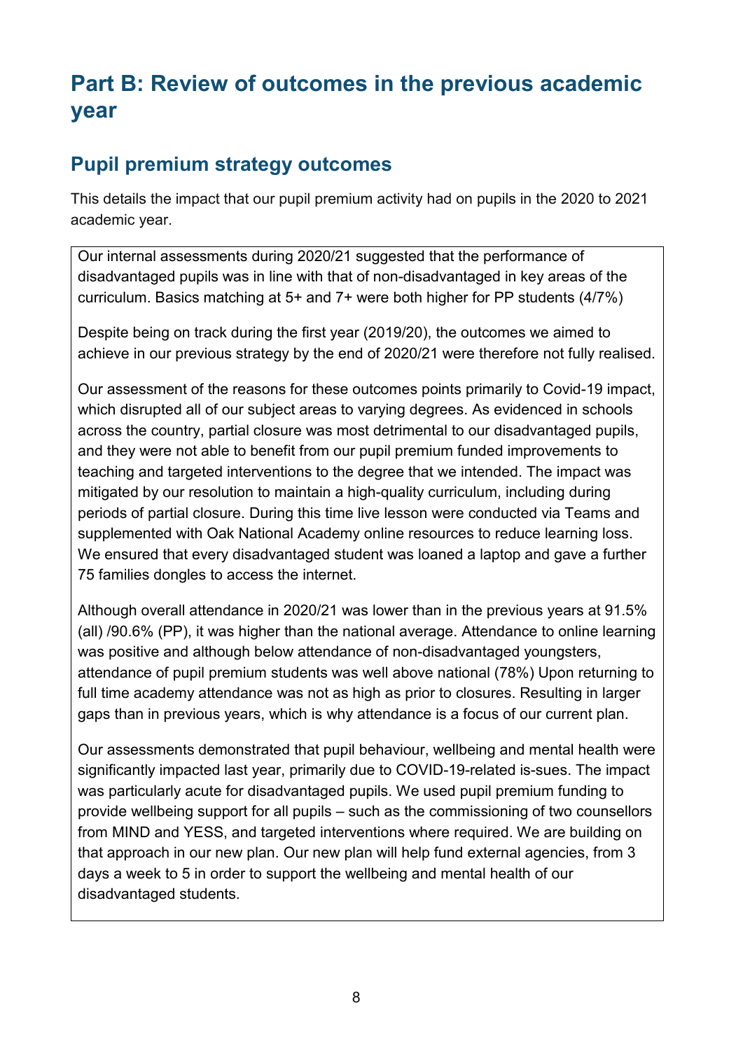# Part B: Review of outcomes in the previous academic year

## Pupil premium strategy outcomes

This details the impact that our pupil premium activity had on pupils in the 2020 to 2021 academic year.

Our internal assessments during 2020/21 suggested that the performance of disadvantaged pupils was in line with that of non-disadvantaged in key areas of the curriculum. Basics matching at 5+ and 7+ were both higher for PP students (4/7%)

Despite being on track during the first year (2019/20), the outcomes we aimed to achieve in our previous strategy by the end of 2020/21 were therefore not fully realised.

Our assessment of the reasons for these outcomes points primarily to Covid-19 impact, which disrupted all of our subject areas to varying degrees. As evidenced in schools across the country, partial closure was most detrimental to our disadvantaged pupils, and they were not able to benefit from our pupil premium funded improvements to teaching and targeted interventions to the degree that we intended. The impact was mitigated by our resolution to maintain a high-quality curriculum, including during periods of partial closure. During this time live lesson were conducted via Teams and supplemented with Oak National Academy online resources to reduce learning loss. We ensured that every disadvantaged student was loaned a laptop and gave a further 75 families dongles to access the internet.

Although overall attendance in 2020/21 was lower than in the previous years at 91.5% (all) /90.6% (PP), it was higher than the national average. Attendance to online learning was positive and although below attendance of non-disadvantaged youngsters, attendance of pupil premium students was well above national (78%) Upon returning to full time academy attendance was not as high as prior to closures. Resulting in larger gaps than in previous years, which is why attendance is a focus of our current plan.

Our assessments demonstrated that pupil behaviour, wellbeing and mental health were significantly impacted last year, primarily due to COVID-19-related is-sues. The impact was particularly acute for disadvantaged pupils. We used pupil premium funding to provide wellbeing support for all pupils – such as the commissioning of two counsellors from MIND and YESS, and targeted interventions where required. We are building on that approach in our new plan. Our new plan will help fund external agencies, from 3 days a week to 5 in order to support the wellbeing and mental health of our disadvantaged students.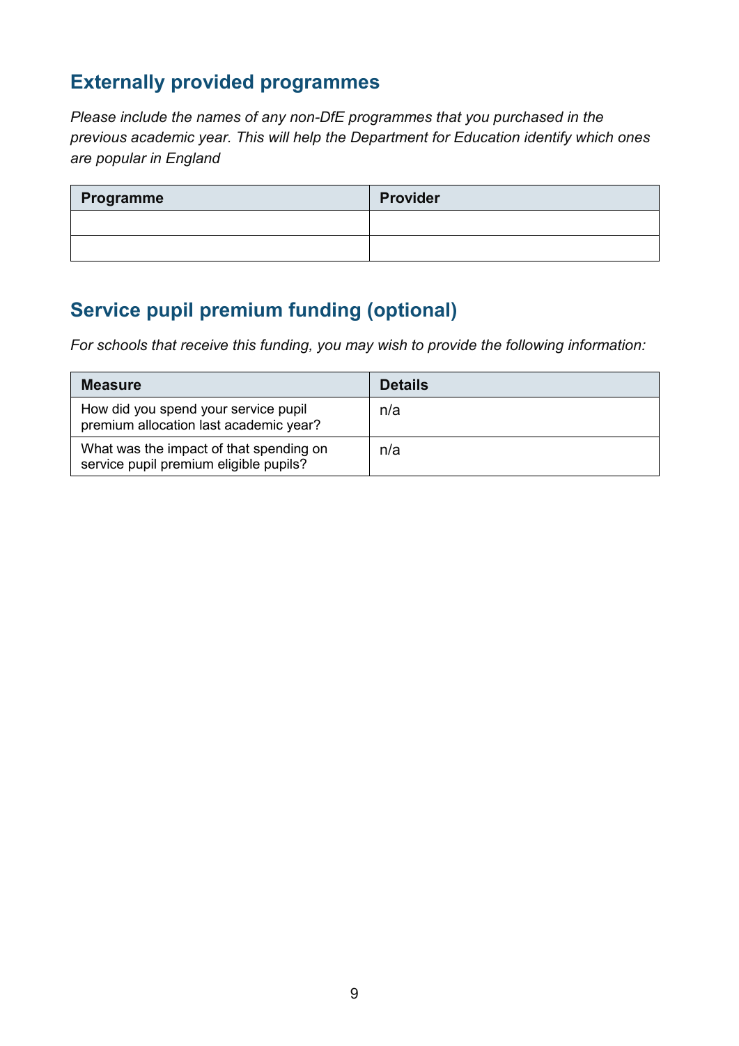## Externally provided programmes

*Please include the names of any non-DfE programmes that you purchased in the previous academic year. This will help the Department for Education identify which ones are popular in England*

| Programme | Provider |
| --- | --- |
| | |
| | |

## Service pupil premium funding (optional)

*For schools that receive this funding, you may wish to provide the following information:*

| Measure | Details |
| --- | --- |
| How did you spend your service pupil premium allocation last academic year? | n/a |
| What was the impact of that spending on service pupil premium eligible pupils? | n/a |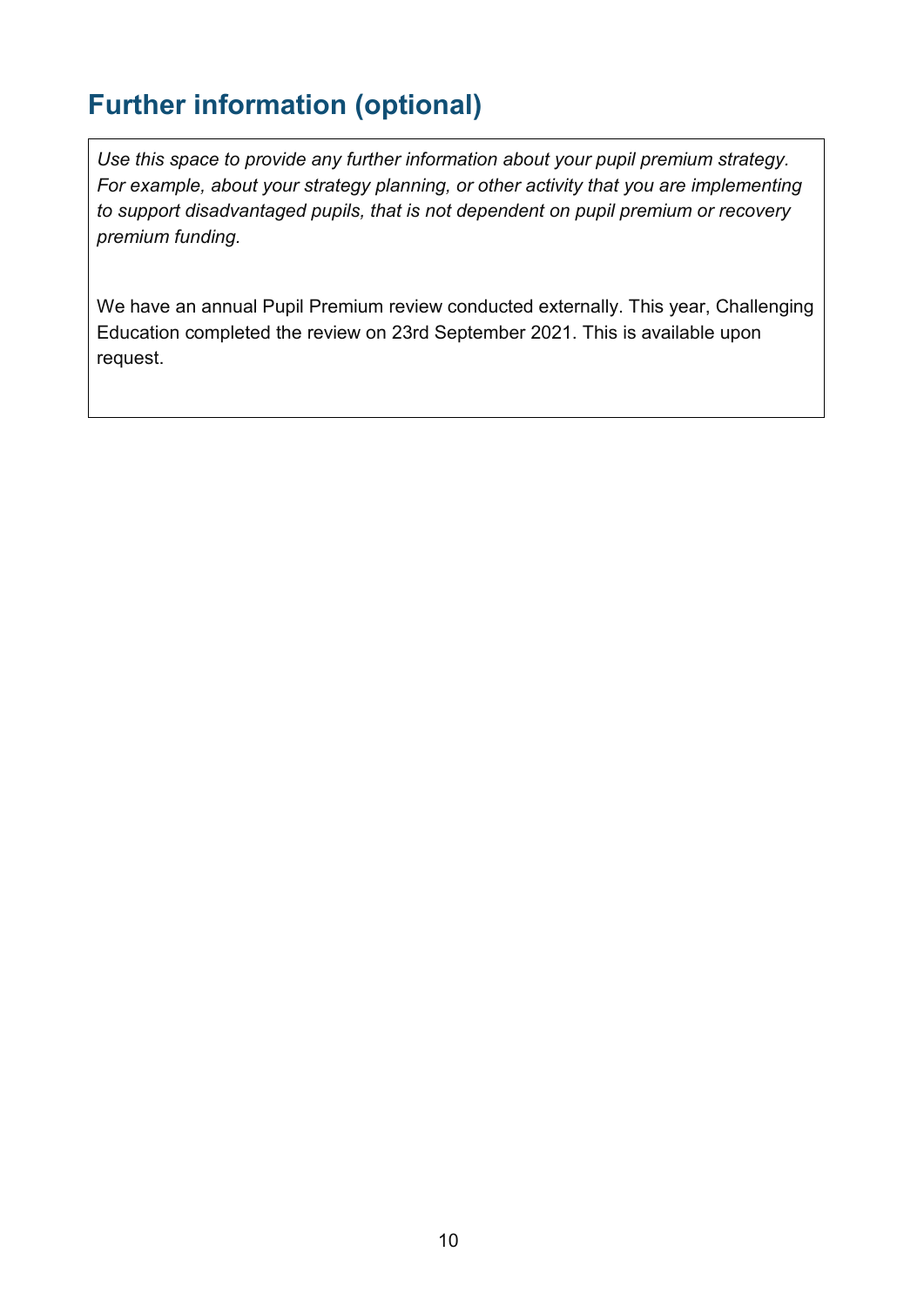## Further information (optional)

*Use this space to provide any further information about your pupil premium strategy. For example, about your strategy planning, or other activity that you are implementing to support disadvantaged pupils, that is not dependent on pupil premium or recovery premium funding.*

We have an annual Pupil Premium review conducted externally. This year, Challenging Education completed the review on 23rd September 2021. This is available upon request.